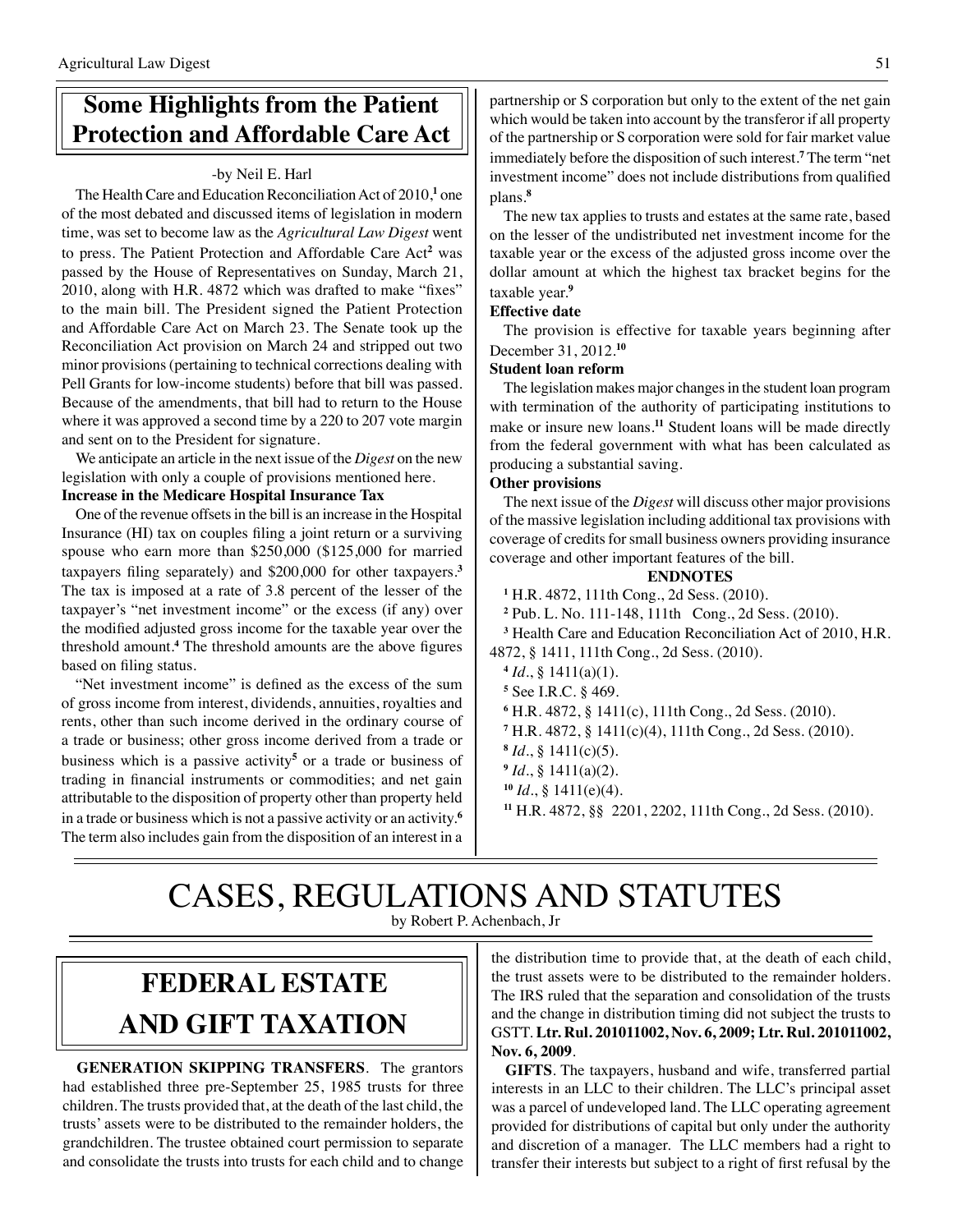## Some Highlights from the Patient Protection and Affordable Care Act

-by Neil E. Harl

The Health Care and Education Reconciliation Act of 2010,[1] one of the most debated and discussed items of legislation in modern time, was set to become law as the *Agricultural Law Digest* went to press. The Patient Protection and Affordable Care Act[2] was passed by the House of Representatives on Sunday, March 21, 2010, along with H.R. 4872 which was drafted to make "fixes" to the main bill. The President signed the Patient Protection and Affordable Care Act on March 23. The Senate took up the Reconciliation Act provision on March 24 and stripped out two minor provisions (pertaining to technical corrections dealing with Pell Grants for low-income students) before that bill was passed. Because of the amendments, that bill had to return to the House where it was approved a second time by a 220 to 207 vote margin and sent on to the President for signature.

We anticipate an article in the next issue of the *Digest* on the new legislation with only a couple of provisions mentioned here.

**Increase in the Medicare Hospital Insurance Tax**

One of the revenue offsets in the bill is an increase in the Hospital Insurance (HI) tax on couples filing a joint return or a surviving spouse who earn more than $250,000 ($125,000 for married taxpayers filing separately) and $200,000 for other taxpayers.[3] The tax is imposed at a rate of 3.8 percent of the lesser of the taxpayer's "net investment income" or the excess (if any) over the modified adjusted gross income for the taxable year over the threshold amount.[4] The threshold amounts are the above figures based on filing status.

"Net investment income" is defined as the excess of the sum of gross income from interest, dividends, annuities, royalties and rents, other than such income derived in the ordinary course of a trade or business; other gross income derived from a trade or business which is a passive activity[5] or a trade or business of trading in financial instruments or commodities; and net gain attributable to the disposition of property other than property held in a trade or business which is not a passive activity or an activity.[6] The term also includes gain from the disposition of an interest in a partnership or S corporation but only to the extent of the net gain which would be taken into account by the transferor if all property of the partnership or S corporation were sold for fair market value immediately before the disposition of such interest.[7] The term "net investment income" does not include distributions from qualified plans.[8]

The new tax applies to trusts and estates at the same rate, based on the lesser of the undistributed net investment income for the taxable year or the excess of the adjusted gross income over the dollar amount at which the highest tax bracket begins for the taxable year.[9]

**Effective date**

The provision is effective for taxable years beginning after December 31, 2012.[10]

**Student loan reform**

The legislation makes major changes in the student loan program with termination of the authority of participating institutions to make or insure new loans.[11] Student loans will be made directly from the federal government with what has been calculated as producing a substantial saving.

**Other provisions**

The next issue of the *Digest* will discuss other major provisions of the massive legislation including additional tax provisions with coverage of credits for small business owners providing insurance coverage and other important features of the bill.

**ENDNOTES**

[1] H.R. 4872, 111th Cong., 2d Sess. (2010).

[2] Pub. L. No. 111-148, 111th Cong., 2d Sess. (2010).

[3] Health Care and Education Reconciliation Act of 2010, H.R. 4872, § 1411, 111th Cong., 2d Sess. (2010).

[4] *Id*., § 1411(a)(1).

[5] See I.R.C. § 469.

[6] H.R. 4872, § 1411(c), 111th Cong., 2d Sess. (2010).

[7] H.R. 4872, § 1411(c)(4), 111th Cong., 2d Sess. (2010).

[8] *Id*., § 1411(c)(5).

[9] *Id*., § 1411(a)(2).

[10] *Id*., § 1411(e)(4).

[11] H.R. 4872, §§ 2201, 2202, 111th Cong., 2d Sess. (2010).

# CASES, REGULATIONS AND STATUTES

by Robert P. Achenbach, Jr

## FEDERAL ESTATE AND GIFT TAXATION

**GENERATION SKIPPING TRANSFERS**. The grantors had established three pre-September 25, 1985 trusts for three children. The trusts provided that, at the death of the last child, the trusts' assets were to be distributed to the remainder holders, the grandchildren. The trustee obtained court permission to separate and consolidate the trusts into trusts for each child and to change the distribution time to provide that, at the death of each child, the trust assets were to be distributed to the remainder holders. The IRS ruled that the separation and consolidation of the trusts and the change in distribution timing did not subject the trusts to GSTT. **Ltr. Rul. 201011002, Nov. 6, 2009; Ltr. Rul. 201011002, Nov. 6, 2009**.

**GIFTS**. The taxpayers, husband and wife, transferred partial interests in an LLC to their children. The LLC's principal asset was a parcel of undeveloped land. The LLC operating agreement provided for distributions of capital but only under the authority and discretion of a manager. The LLC members had a right to transfer their interests but subject to a right of first refusal by the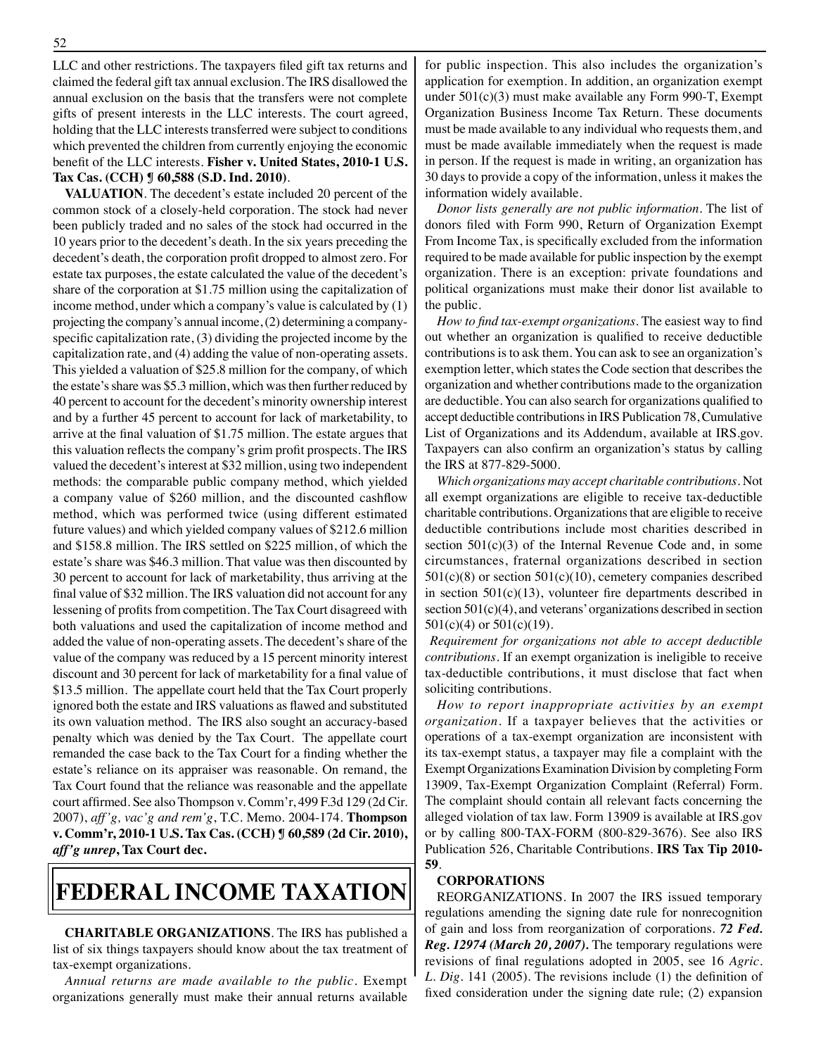LLC and other restrictions. The taxpayers filed gift tax returns and claimed the federal gift tax annual exclusion. The IRS disallowed the annual exclusion on the basis that the transfers were not complete gifts of present interests in the LLC interests. The court agreed, holding that the LLC interests transferred were subject to conditions which prevented the children from currently enjoying the economic benefit of the LLC interests. **Fisher v. United States, 2010-1 U.S. Tax Cas. (CCH) ¶ 60,588 (S.D. Ind. 2010)**.

**VALUATION**. The decedent's estate included 20 percent of the common stock of a closely-held corporation. The stock had never been publicly traded and no sales of the stock had occurred in the 10 years prior to the decedent's death. In the six years preceding the decedent's death, the corporation profit dropped to almost zero. For estate tax purposes, the estate calculated the value of the decedent's share of the corporation at \$1.75 million using the capitalization of income method, under which a company's value is calculated by (1) projecting the company's annual income, (2) determining a company-specific capitalization rate, (3) dividing the projected income by the capitalization rate, and (4) adding the value of non-operating assets. This yielded a valuation of \$25.8 million for the company, of which the estate's share was \$5.3 million, which was then further reduced by 40 percent to account for the decedent's minority ownership interest and by a further 45 percent to account for lack of marketability, to arrive at the final valuation of \$1.75 million. The estate argues that this valuation reflects the company's grim profit prospects. The IRS valued the decedent's interest at \$32 million, using two independent methods: the comparable public company method, which yielded a company value of \$260 million, and the discounted cashflow method, which was performed twice (using different estimated future values) and which yielded company values of \$212.6 million and \$158.8 million. The IRS settled on \$225 million, of which the estate's share was \$46.3 million. That value was then discounted by 30 percent to account for lack of marketability, thus arriving at the final value of \$32 million. The IRS valuation did not account for any lessening of profits from competition. The Tax Court disagreed with both valuations and used the capitalization of income method and added the value of non-operating assets. The decedent's share of the value of the company was reduced by a 15 percent minority interest discount and 30 percent for lack of marketability for a final value of \$13.5 million. The appellate court held that the Tax Court properly ignored both the estate and IRS valuations as flawed and substituted its own valuation method. The IRS also sought an accuracy-based penalty which was denied by the Tax Court. The appellate court remanded the case back to the Tax Court for a finding whether the estate's reliance on its appraiser was reasonable. On remand, the Tax Court found that the reliance was reasonable and the appellate court affirmed. See also Thompson v. Comm'r, 499 F.3d 129 (2d Cir. 2007), *aff'g, vac'g and rem'g*, T.C. Memo. 2004-174. **Thompson v. Comm'r, 2010-1 U.S. Tax Cas. (CCH) ¶ 60,589 (2d Cir. 2010), *aff'g unrep*, Tax Court dec.**

# FEDERAL INCOME TAXATION

**CHARITABLE ORGANIZATIONS**. The IRS has published a list of six things taxpayers should know about the tax treatment of tax-exempt organizations.

*Annual returns are made available to the public*. Exempt organizations generally must make their annual returns available for public inspection. This also includes the organization's application for exemption. In addition, an organization exempt under 501(c)(3) must make available any Form 990-T, Exempt Organization Business Income Tax Return. These documents must be made available to any individual who requests them, and must be made available immediately when the request is made in person. If the request is made in writing, an organization has 30 days to provide a copy of the information, unless it makes the information widely available.

*Donor lists generally are not public information*. The list of donors filed with Form 990, Return of Organization Exempt From Income Tax, is specifically excluded from the information required to be made available for public inspection by the exempt organization. There is an exception: private foundations and political organizations must make their donor list available to the public.

*How to find tax-exempt organizations*. The easiest way to find out whether an organization is qualified to receive deductible contributions is to ask them. You can ask to see an organization's exemption letter, which states the Code section that describes the organization and whether contributions made to the organization are deductible. You can also search for organizations qualified to accept deductible contributions in IRS Publication 78, Cumulative List of Organizations and its Addendum, available at IRS.gov. Taxpayers can also confirm an organization's status by calling the IRS at 877-829-5000.

*Which organizations may accept charitable contributions*. Not all exempt organizations are eligible to receive tax-deductible charitable contributions. Organizations that are eligible to receive deductible contributions include most charities described in section 501(c)(3) of the Internal Revenue Code and, in some circumstances, fraternal organizations described in section 501(c)(8) or section 501(c)(10), cemetery companies described in section 501(c)(13), volunteer fire departments described in section 501(c)(4), and veterans' organizations described in section 501(c)(4) or 501(c)(19).

*Requirement for organizations not able to accept deductible contributions*. If an exempt organization is ineligible to receive tax-deductible contributions, it must disclose that fact when soliciting contributions.

*How to report inappropriate activities by an exempt organization*. If a taxpayer believes that the activities or operations of a tax-exempt organization are inconsistent with its tax-exempt status, a taxpayer may file a complaint with the Exempt Organizations Examination Division by completing Form 13909, Tax-Exempt Organization Complaint (Referral) Form. The complaint should contain all relevant facts concerning the alleged violation of tax law. Form 13909 is available at IRS.gov or by calling 800-TAX-FORM (800-829-3676). See also IRS Publication 526, Charitable Contributions. **IRS Tax Tip 2010-59**.

## CORPORATIONS

REORGANIZATIONS. In 2007 the IRS issued temporary regulations amending the signing date rule for nonrecognition of gain and loss from reorganization of corporations. ***72 Fed. Reg. 12974 (March 20, 2007).*** The temporary regulations were revisions of final regulations adopted in 2005, see 16 *Agric. L. Dig*. 141 (2005). The revisions include (1) the definition of fixed consideration under the signing date rule; (2) expansion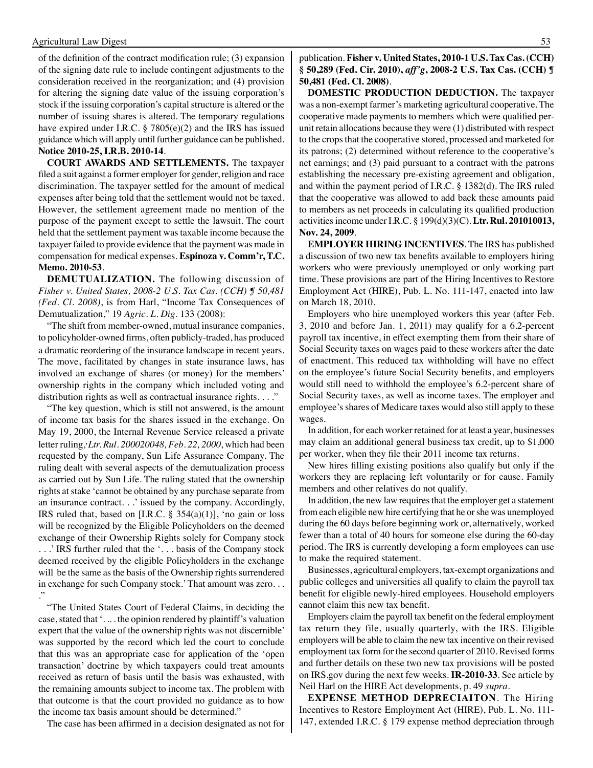of the definition of the contract modification rule; (3) expansion of the signing date rule to include contingent adjustments to the consideration received in the reorganization; and (4) provision for altering the signing date value of the issuing corporation's stock if the issuing corporation's capital structure is altered or the number of issuing shares is altered. The temporary regulations have expired under I.R.C. § 7805(e)(2) and the IRS has issued guidance which will apply until further guidance can be published. **Notice 2010-25, I.R.B. 2010-14**.

**COURT AWARDS AND SETTLEMENTS.** The taxpayer filed a suit against a former employer for gender, religion and race discrimination. The taxpayer settled for the amount of medical expenses after being told that the settlement would not be taxed. However, the settlement agreement made no mention of the purpose of the payment except to settle the lawsuit. The court held that the settlement payment was taxable income because the taxpayer failed to provide evidence that the payment was made in compensation for medical expenses. **Espinoza v. Comm'r, T.C. Memo. 2010-53**.

**DEMUTUALIZATION.** The following discussion of *Fisher v. United States, 2008-2 U.S. Tax Cas. (CCH) ¶ 50,481 (Fed. Cl. 2008)*, is from Harl, "Income Tax Consequences of Demutualization," 19 *Agric. L. Dig.* 133 (2008):

"The shift from member-owned, mutual insurance companies, to policyholder-owned firms, often publicly-traded, has produced a dramatic reordering of the insurance landscape in recent years. The move, facilitated by changes in state insurance laws, has involved an exchange of shares (or money) for the members' ownership rights in the company which included voting and distribution rights as well as contractual insurance rights. . . ."

"The key question, which is still not answered, is the amount of income tax basis for the shares issued in the exchange. On May 19, 2000, the Internal Revenue Service released a private letter ruling, *Ltr. Rul. 200020048, Feb. 22, 2000*, which had been requested by the company, Sun Life Assurance Company. The ruling dealt with several aspects of the demutualization process as carried out by Sun Life. The ruling stated that the ownership rights at stake 'cannot be obtained by any purchase separate from an insurance contract. . .' issued by the company. Accordingly, IRS ruled that, based on [I.R.C. § 354(a)(1)], 'no gain or loss will be recognized by the Eligible Policyholders on the deemed exchange of their Ownership Rights solely for Company stock . . .' IRS further ruled that the '. . . basis of the Company stock deemed received by the eligible Policyholders in the exchange will be the same as the basis of the Ownership rights surrendered in exchange for such Company stock.' That amount was zero. . . ."

"The United States Court of Federal Claims, in deciding the case, stated that '. . . the opinion rendered by plaintiff's valuation expert that the value of the ownership rights was not discernible' was supported by the record which led the court to conclude that this was an appropriate case for application of the 'open transaction' doctrine by which taxpayers could treat amounts received as return of basis until the basis was exhausted, with the remaining amounts subject to income tax. The problem with that outcome is that the court provided no guidance as to how the income tax basis amount should be determined."

The case has been affirmed in a decision designated as not for publication. **Fisher v. United States, 2010-1 U.S. Tax Cas. (CCH) § 50,289 (Fed. Cir. 2010), *aff'g*, 2008-2 U.S. Tax Cas. (CCH) ¶ 50,481 (Fed. Cl. 2008)**.

**DOMESTIC PRODUCTION DEDUCTION.** The taxpayer was a non-exempt farmer's marketing agricultural cooperative. The cooperative made payments to members which were qualified per-unit retain allocations because they were (1) distributed with respect to the crops that the cooperative stored, processed and marketed for its patrons; (2) determined without reference to the cooperative's net earnings; and (3) paid pursuant to a contract with the patrons establishing the necessary pre-existing agreement and obligation, and within the payment period of I.R.C. § 1382(d). The IRS ruled that the cooperative was allowed to add back these amounts paid to members as net proceeds in calculating its qualified production activities income under I.R.C. § 199(d)(3)(C). **Ltr. Rul. 201010013, Nov. 24, 2009**.

**EMPLOYER HIRING INCENTIVES**. The IRS has published a discussion of two new tax benefits available to employers hiring workers who were previously unemployed or only working part time. These provisions are part of the Hiring Incentives to Restore Employment Act (HIRE), Pub. L. No. 111-147, enacted into law on March 18, 2010.

Employers who hire unemployed workers this year (after Feb. 3, 2010 and before Jan. 1, 2011) may qualify for a 6.2-percent payroll tax incentive, in effect exempting them from their share of Social Security taxes on wages paid to these workers after the date of enactment. This reduced tax withholding will have no effect on the employee's future Social Security benefits, and employers would still need to withhold the employee's 6.2-percent share of Social Security taxes, as well as income taxes. The employer and employee's shares of Medicare taxes would also still apply to these wages.

In addition, for each worker retained for at least a year, businesses may claim an additional general business tax credit, up to $1,000 per worker, when they file their 2011 income tax returns.

New hires filling existing positions also qualify but only if the workers they are replacing left voluntarily or for cause. Family members and other relatives do not qualify.

In addition, the new law requires that the employer get a statement from each eligible new hire certifying that he or she was unemployed during the 60 days before beginning work or, alternatively, worked fewer than a total of 40 hours for someone else during the 60-day period. The IRS is currently developing a form employees can use to make the required statement.

Businesses, agricultural employers, tax-exempt organizations and public colleges and universities all qualify to claim the payroll tax benefit for eligible newly-hired employees. Household employers cannot claim this new tax benefit.

Employers claim the payroll tax benefit on the federal employment tax return they file, usually quarterly, with the IRS. Eligible employers will be able to claim the new tax incentive on their revised employment tax form for the second quarter of 2010. Revised forms and further details on these two new tax provisions will be posted on IRS.gov during the next few weeks. **IR-2010-33**. See article by Neil Harl on the HIRE Act developments, p. 49 *supra*.

**EXPENSE METHOD DEPRECIAITON**. The Hiring Incentives to Restore Employment Act (HIRE), Pub. L. No. 111-147, extended I.R.C. § 179 expense method depreciation through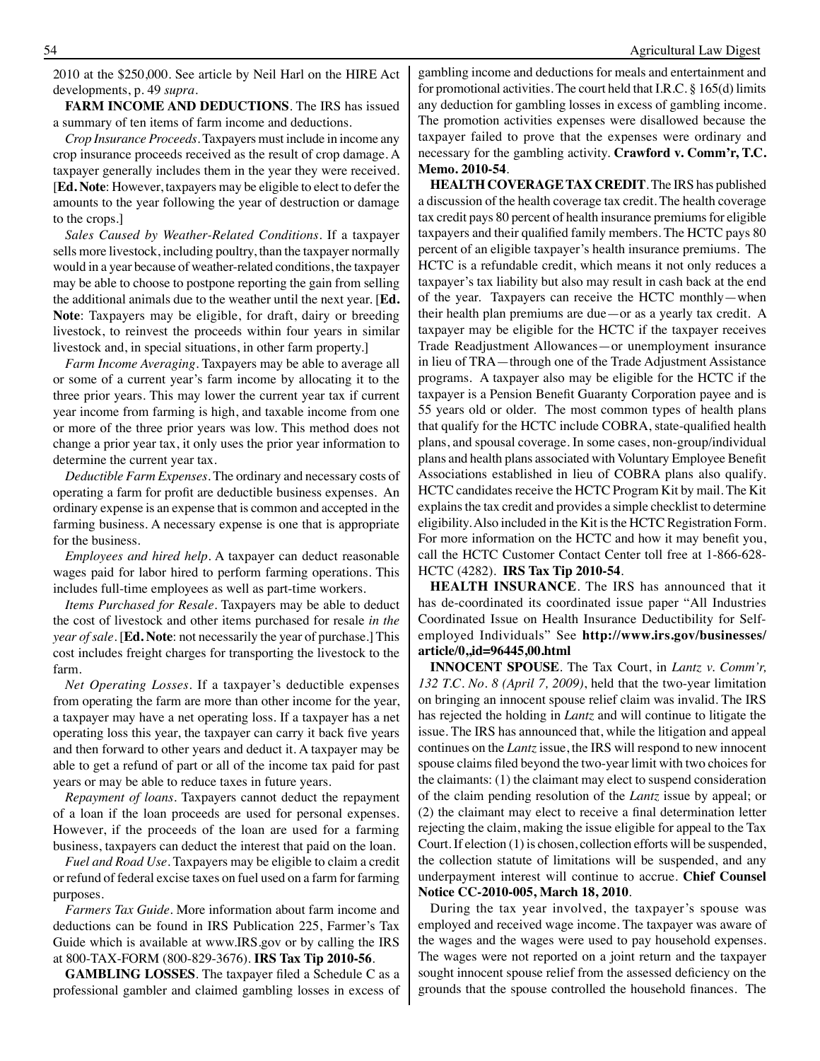2010 at the $250,000. See article by Neil Harl on the HIRE Act developments, p. 49 *supra*.

**FARM INCOME AND DEDUCTIONS**. The IRS has issued a summary of ten items of farm income and deductions.

*Crop Insurance Proceeds*. Taxpayers must include in income any crop insurance proceeds received as the result of crop damage. A taxpayer generally includes them in the year they were received. [**Ed. Note**: However, taxpayers may be eligible to elect to defer the amounts to the year following the year of destruction or damage to the crops.]

*Sales Caused by Weather-Related Conditions*. If a taxpayer sells more livestock, including poultry, than the taxpayer normally would in a year because of weather-related conditions, the taxpayer may be able to choose to postpone reporting the gain from selling the additional animals due to the weather until the next year. [**Ed. Note**: Taxpayers may be eligible, for draft, dairy or breeding livestock, to reinvest the proceeds within four years in similar livestock and, in special situations, in other farm property.]

*Farm Income Averaging*. Taxpayers may be able to average all or some of a current year's farm income by allocating it to the three prior years. This may lower the current year tax if current year income from farming is high, and taxable income from one or more of the three prior years was low. This method does not change a prior year tax, it only uses the prior year information to determine the current year tax.

*Deductible Farm Expenses*. The ordinary and necessary costs of operating a farm for profit are deductible business expenses. An ordinary expense is an expense that is common and accepted in the farming business. A necessary expense is one that is appropriate for the business.

*Employees and hired help*. A taxpayer can deduct reasonable wages paid for labor hired to perform farming operations. This includes full-time employees as well as part-time workers.

*Items Purchased for Resale*. Taxpayers may be able to deduct the cost of livestock and other items purchased for resale *in the year of sale*. [**Ed. Note**: not necessarily the year of purchase.] This cost includes freight charges for transporting the livestock to the farm.

*Net Operating Losses*. If a taxpayer's deductible expenses from operating the farm are more than other income for the year, a taxpayer may have a net operating loss. If a taxpayer has a net operating loss this year, the taxpayer can carry it back five years and then forward to other years and deduct it. A taxpayer may be able to get a refund of part or all of the income tax paid for past years or may be able to reduce taxes in future years.

*Repayment of loans*. Taxpayers cannot deduct the repayment of a loan if the loan proceeds are used for personal expenses. However, if the proceeds of the loan are used for a farming business, taxpayers can deduct the interest that paid on the loan.

*Fuel and Road Use*. Taxpayers may be eligible to claim a credit or refund of federal excise taxes on fuel used on a farm for farming purposes.

*Farmers Tax Guide*. More information about farm income and deductions can be found in IRS Publication 225, Farmer's Tax Guide which is available at www.IRS.gov or by calling the IRS at 800-TAX-FORM (800-829-3676). **IRS Tax Tip 2010-56**.

**GAMBLING LOSSES**. The taxpayer filed a Schedule C as a professional gambler and claimed gambling losses in excess of gambling income and deductions for meals and entertainment and for promotional activities. The court held that I.R.C. § 165(d) limits any deduction for gambling losses in excess of gambling income. The promotion activities expenses were disallowed because the taxpayer failed to prove that the expenses were ordinary and necessary for the gambling activity. **Crawford v. Comm'r, T.C. Memo. 2010-54**.

**HEALTH COVERAGE TAX CREDIT**. The IRS has published a discussion of the health coverage tax credit. The health coverage tax credit pays 80 percent of health insurance premiums for eligible taxpayers and their qualified family members. The HCTC pays 80 percent of an eligible taxpayer's health insurance premiums. The HCTC is a refundable credit, which means it not only reduces a taxpayer's tax liability but also may result in cash back at the end of the year. Taxpayers can receive the HCTC monthly—when their health plan premiums are due—or as a yearly tax credit. A taxpayer may be eligible for the HCTC if the taxpayer receives Trade Readjustment Allowances—or unemployment insurance in lieu of TRA—through one of the Trade Adjustment Assistance programs. A taxpayer also may be eligible for the HCTC if the taxpayer is a Pension Benefit Guaranty Corporation payee and is 55 years old or older. The most common types of health plans that qualify for the HCTC include COBRA, state-qualified health plans, and spousal coverage. In some cases, non-group/individual plans and health plans associated with Voluntary Employee Benefit Associations established in lieu of COBRA plans also qualify. HCTC candidates receive the HCTC Program Kit by mail. The Kit explains the tax credit and provides a simple checklist to determine eligibility. Also included in the Kit is the HCTC Registration Form. For more information on the HCTC and how it may benefit you, call the HCTC Customer Contact Center toll free at 1-866-628-HCTC (4282). **IRS Tax Tip 2010-54**.

**HEALTH INSURANCE**. The IRS has announced that it has de-coordinated its coordinated issue paper "All Industries Coordinated Issue on Health Insurance Deductibility for Self-employed Individuals" See **http://www.irs.gov/businesses/article/0,,id=96445,00.html**

**INNOCENT SPOUSE**. The Tax Court, in *Lantz v. Comm'r, 132 T.C. No. 8 (April 7, 2009)*, held that the two-year limitation on bringing an innocent spouse relief claim was invalid. The IRS has rejected the holding in *Lantz* and will continue to litigate the issue. The IRS has announced that, while the litigation and appeal continues on the *Lantz* issue, the IRS will respond to new innocent spouse claims filed beyond the two-year limit with two choices for the claimants: (1) the claimant may elect to suspend consideration of the claim pending resolution of the *Lantz* issue by appeal; or (2) the claimant may elect to receive a final determination letter rejecting the claim, making the issue eligible for appeal to the Tax Court. If election (1) is chosen, collection efforts will be suspended, the collection statute of limitations will be suspended, and any underpayment interest will continue to accrue. **Chief Counsel Notice CC-2010-005, March 18, 2010**.

During the tax year involved, the taxpayer's spouse was employed and received wage income. The taxpayer was aware of the wages and the wages were used to pay household expenses. The wages were not reported on a joint return and the taxpayer sought innocent spouse relief from the assessed deficiency on the grounds that the spouse controlled the household finances. The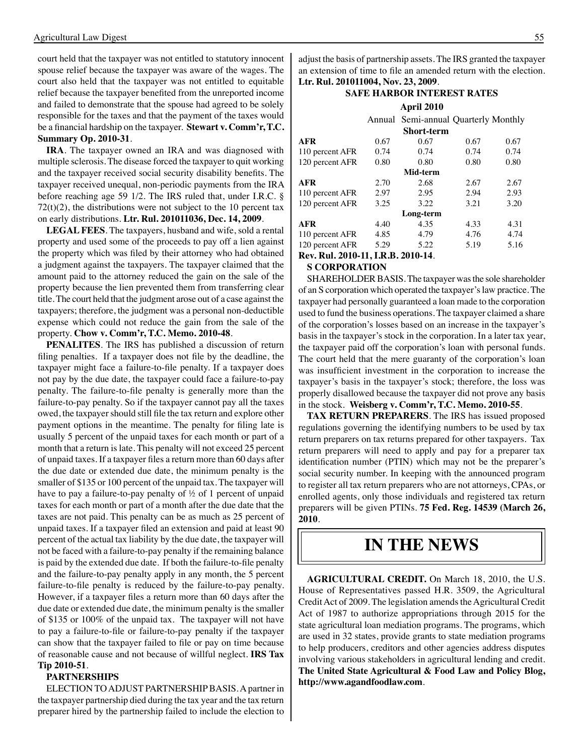court held that the taxpayer was not entitled to statutory innocent spouse relief because the taxpayer was aware of the wages. The court also held that the taxpayer was not entitled to equitable relief because the taxpayer benefited from the unreported income and failed to demonstrate that the spouse had agreed to be solely responsible for the taxes and that the payment of the taxes would be a financial hardship on the taxpayer. **Stewart v. Comm'r, T.C. Summary Op. 2010-31**.

**IRA**. The taxpayer owned an IRA and was diagnosed with multiple sclerosis. The disease forced the taxpayer to quit working and the taxpayer received social security disability benefits. The taxpayer received unequal, non-periodic payments from the IRA before reaching age 59 1/2. The IRS ruled that, under I.R.C. § 72(t)(2), the distributions were not subject to the 10 percent tax on early distributions. **Ltr. Rul. 201011036, Dec. 14, 2009**.

**LEGAL FEES**. The taxpayers, husband and wife, sold a rental property and used some of the proceeds to pay off a lien against the property which was filed by their attorney who had obtained a judgment against the taxpayers. The taxpayer claimed that the amount paid to the attorney reduced the gain on the sale of the property because the lien prevented them from transferring clear title. The court held that the judgment arose out of a case against the taxpayers; therefore, the judgment was a personal non-deductible expense which could not reduce the gain from the sale of the property. **Chow v. Comm'r, T.C. Memo. 2010-48**.

**PENALITES**. The IRS has published a discussion of return filing penalties. If a taxpayer does not file by the deadline, the taxpayer might face a failure-to-file penalty. If a taxpayer does not pay by the due date, the taxpayer could face a failure-to-pay penalty. The failure-to-file penalty is generally more than the failure-to-pay penalty. So if the taxpayer cannot pay all the taxes owed, the taxpayer should still file the tax return and explore other payment options in the meantime. The penalty for filing late is usually 5 percent of the unpaid taxes for each month or part of a month that a return is late. This penalty will not exceed 25 percent of unpaid taxes. If a taxpayer files a return more than 60 days after the due date or extended due date, the minimum penalty is the smaller of $135 or 100 percent of the unpaid tax. The taxpayer will have to pay a failure-to-pay penalty of ½ of 1 percent of unpaid taxes for each month or part of a month after the due date that the taxes are not paid. This penalty can be as much as 25 percent of unpaid taxes. If a taxpayer filed an extension and paid at least 90 percent of the actual tax liability by the due date, the taxpayer will not be faced with a failure-to-pay penalty if the remaining balance is paid by the extended due date. If both the failure-to-file penalty and the failure-to-pay penalty apply in any month, the 5 percent failure-to-file penalty is reduced by the failure-to-pay penalty. However, if a taxpayer files a return more than 60 days after the due date or extended due date, the minimum penalty is the smaller of $135 or 100% of the unpaid tax. The taxpayer will not have to pay a failure-to-file or failure-to-pay penalty if the taxpayer can show that the taxpayer failed to file or pay on time because of reasonable cause and not because of willful neglect. **IRS Tax Tip 2010-51**.

**PARTNERSHIPS**

ELECTION TO ADJUST PARTNERSHIP BASIS. A partner in the taxpayer partnership died during the tax year and the tax return preparer hired by the partnership failed to include the election to adjust the basis of partnership assets. The IRS granted the taxpayer an extension of time to file an amended return with the election. **Ltr. Rul. 201011004, Nov. 23, 2009**.

**SAFE HARBOR INTEREST RATES**

**April 2010**

| | Annual | Semi-annual | Quarterly | Monthly |
|---|---|---|---|---|
| | | **Short-term** | | |
| **AFR** | 0.67 | 0.67 | 0.67 | 0.67 |
| 110 percent AFR | 0.74 | 0.74 | 0.74 | 0.74 |
| 120 percent AFR | 0.80 | 0.80 | 0.80 | 0.80 |
| | | **Mid-term** | | |
| **AFR** | 2.70 | 2.68 | 2.67 | 2.67 |
| 110 percent AFR | 2.97 | 2.95 | 2.94 | 2.93 |
| 120 percent AFR | 3.25 | 3.22 | 3.21 | 3.20 |
| | | **Long-term** | | |
| **AFR** | 4.40 | 4.35 | 4.33 | 4.31 |
| 110 percent AFR | 4.85 | 4.79 | 4.76 | 4.74 |
| 120 percent AFR | 5.29 | 5.22 | 5.19 | 5.16 |

**Rev. Rul. 2010-11, I.R.B. 2010-14**.

**S CORPORATION**

SHAREHOLDER BASIS. The taxpayer was the sole shareholder of an S corporation which operated the taxpayer's law practice. The taxpayer had personally guaranteed a loan made to the corporation used to fund the business operations. The taxpayer claimed a share of the corporation's losses based on an increase in the taxpayer's basis in the taxpayer's stock in the corporation. In a later tax year, the taxpayer paid off the corporation's loan with personal funds. The court held that the mere guaranty of the corporation's loan was insufficient investment in the corporation to increase the taxpayer's basis in the taxpayer's stock; therefore, the loss was properly disallowed because the taxpayer did not prove any basis in the stock. **Weisberg v. Comm'r, T.C. Memo. 2010-55**.

**TAX RETURN PREPARERS**. The IRS has issued proposed regulations governing the identifying numbers to be used by tax return preparers on tax returns prepared for other taxpayers. Tax return preparers will need to apply and pay for a preparer tax identification number (PTIN) which may not be the preparer's social security number. In keeping with the announced program to register all tax return preparers who are not attorneys, CPAs, or enrolled agents, only those individuals and registered tax return preparers will be given PTINs. **75 Fed. Reg. 14539 (March 26, 2010**.

# IN THE NEWS

**AGRICULTURAL CREDIT.** On March 18, 2010, the U.S. House of Representatives passed H.R. 3509, the Agricultural Credit Act of 2009. The legislation amends the Agricultural Credit Act of 1987 to authorize appropriations through 2015 for the state agricultural loan mediation programs. The programs, which are used in 32 states, provide grants to state mediation programs to help producers, creditors and other agencies address disputes involving various stakeholders in agricultural lending and credit. **The United State Agricultural & Food Law and Policy Blog, http://www.agandfoodlaw.com**.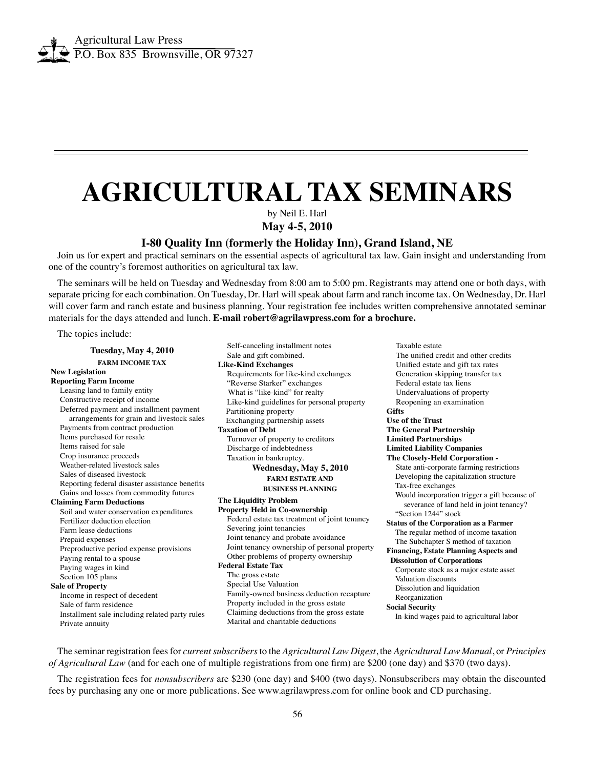Agricultural Law Press
P.O. Box 835 Brownsville, OR 97327

# AGRICULTURAL TAX SEMINARS

by Neil E. Harl

**May 4-5, 2010**

## I-80 Quality Inn (formerly the Holiday Inn), Grand Island, NE

Join us for expert and practical seminars on the essential aspects of agricultural tax law. Gain insight and understanding from one of the country's foremost authorities on agricultural tax law.

The seminars will be held on Tuesday and Wednesday from 8:00 am to 5:00 pm. Registrants may attend one or both days, with separate pricing for each combination. On Tuesday, Dr. Harl will speak about farm and ranch income tax. On Wednesday, Dr. Harl will cover farm and ranch estate and business planning. Your registration fee includes written comprehensive annotated seminar materials for the days attended and lunch. **E-mail robert@agrilawpress.com for a brochure.**

The topics include:

### Tuesday, May 4, 2010

#### FARM INCOME TAX

**New Legislation**

**Reporting Farm Income**
- Leasing land to family entity
- Constructive receipt of income
- Deferred payment and installment payment arrangements for grain and livestock sales
- Payments from contract production
- Items purchased for resale
- Items raised for sale
- Crop insurance proceeds
- Weather-related livestock sales
- Sales of diseased livestock
- Reporting federal disaster assistance benefits
- Gains and losses from commodity futures

**Claiming Farm Deductions**
- Soil and water conservation expenditures
- Fertilizer deduction election
- Farm lease deductions
- Prepaid expenses
- Preproductive period expense provisions
- Paying rental to a spouse
- Paying wages in kind
- Section 105 plans

**Sale of Property**
- Income in respect of decedent
- Sale of farm residence
- Installment sale including related party rules
- Private annuity
- Self-canceling installment notes
- Sale and gift combined.

**Like-Kind Exchanges**
- Requirements for like-kind exchanges
- "Reverse Starker" exchanges
- What is "like-kind" for realty
- Like-kind guidelines for personal property
- Partitioning property
- Exchanging partnership assets

**Taxation of Debt**
- Turnover of property to creditors
- Discharge of indebtedness
- Taxation in bankruptcy.

### Wednesday, May 5, 2010

#### FARM ESTATE AND BUSINESS PLANNING

**The Liquidity Problem**

**Property Held in Co-ownership**
- Federal estate tax treatment of joint tenancy
- Severing joint tenancies
- Joint tenancy and probate avoidance
- Joint tenancy ownership of personal property
- Other problems of property ownership

**Federal Estate Tax**
- The gross estate
- Special Use Valuation
- Family-owned business deduction recapture
- Property included in the gross estate
- Claiming deductions from the gross estate
- Marital and charitable deductions
- Taxable estate
- The unified credit and other credits
- Unified estate and gift tax rates
- Generation skipping transfer tax
- Federal estate tax liens
- Undervaluations of property
- Reopening an examination

**Gifts**

**Use of the Trust**

**The General Partnership**

**Limited Partnerships**

**Limited Liability Companies**

**The Closely-Held Corporation -**
- State anti-corporate farming restrictions
- Developing the capitalization structure
- Tax-free exchanges
- Would incorporation trigger a gift because of severance of land held in joint tenancy?
- "Section 1244" stock

**Status of the Corporation as a Farmer**
- The regular method of income taxation
- The Subchapter S method of taxation

**Financing, Estate Planning Aspects and Dissolution of Corporations**
- Corporate stock as a major estate asset
- Valuation discounts
- Dissolution and liquidation
- Reorganization

**Social Security**
- In-kind wages paid to agricultural labor

The seminar registration fees for *current subscribers* to the *Agricultural Law Digest*, the *Agricultural Law Manual*, or *Principles of Agricultural Law* (and for each one of multiple registrations from one firm) are $200 (one day) and $370 (two days).

The registration fees for *nonsubscribers* are $230 (one day) and $400 (two days). Nonsubscribers may obtain the discounted fees by purchasing any one or more publications. See www.agrilawpress.com for online book and CD purchasing.